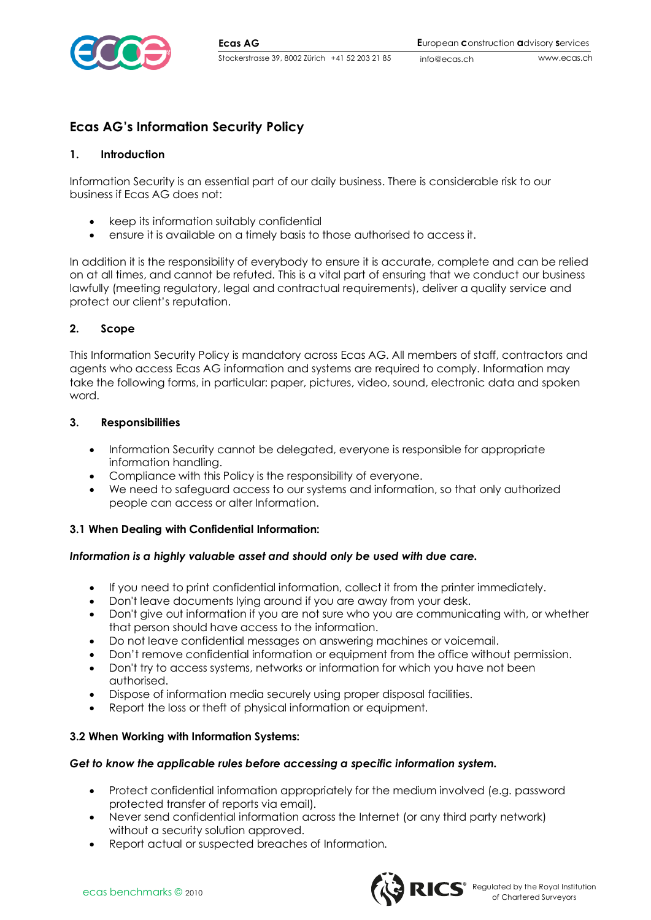# Ecas AG's Information Security Policy

## 1. Introduction

Information Security is an essential part of our daily business. There is considerable risk to our business if Ecas AG does not:

- keep its information suitably confidential
- ensure it is available on a timely basis to those authorised to access it.

In addition it is the responsibility of everybody to ensure it is accurate, complete and can be relied on at all times, and cannot be refuted. This is a vital part of ensuring that we conduct our business lawfully (meeting regulatory, legal and contractual requirements), deliver a quality service and protect our client's reputation.

## 2. Scope

This Information Security Policy is mandatory across Ecas AG. All members of staff, contractors and agents who access Ecas AG information and systems are required to comply. Information may take the following forms, in particular: paper, pictures, video, sound, electronic data and spoken word.

## 3. Responsibilities

- Information Security cannot be delegated, everyone is responsible for appropriate information handling.
- Compliance with this Policy is the responsibility of everyone.
- We need to safeguard access to our systems and information, so that only authorized people can access or alter Information.

### 3.1 When Dealing with Confidential Information:

***Information is a highly valuable asset and should only be used with due care.***

- If you need to print confidential information, collect it from the printer immediately.
- Don't leave documents lying around if you are away from your desk.
- Don't give out information if you are not sure who you are communicating with, or whether that person should have access to the information.
- Do not leave confidential messages on answering machines or voicemail.
- Don't remove confidential information or equipment from the office without permission.
- Don't try to access systems, networks or information for which you have not been authorised.
- Dispose of information media securely using proper disposal facilities.
- Report the loss or theft of physical information or equipment.

### 3.2 When Working with Information Systems:

***Get to know the applicable rules before accessing a specific information system.***

- Protect confidential information appropriately for the medium involved (e.g. password protected transfer of reports via email).
- Never send confidential information across the Internet (or any third party network) without a security solution approved.
- Report actual or suspected breaches of Information.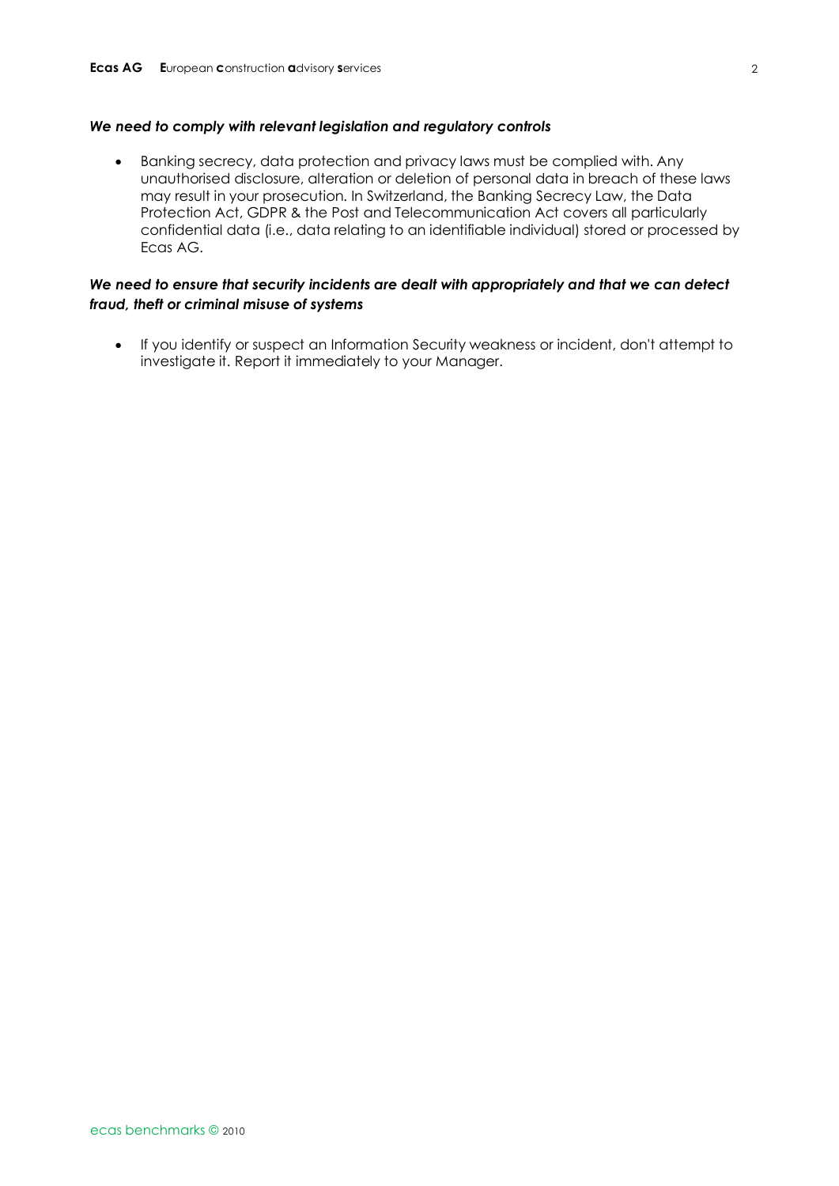***We need to comply with relevant legislation and regulatory controls***

- Banking secrecy, data protection and privacy laws must be complied with. Any unauthorised disclosure, alteration or deletion of personal data in breach of these laws may result in your prosecution. In Switzerland, the Banking Secrecy Law, the Data Protection Act, GDPR & the Post and Telecommunication Act covers all particularly confidential data (i.e., data relating to an identifiable individual) stored or processed by Ecas AG.

***We need to ensure that security incidents are dealt with appropriately and that we can detect fraud, theft or criminal misuse of systems***

- If you identify or suspect an Information Security weakness or incident, don't attempt to investigate it. Report it immediately to your Manager.